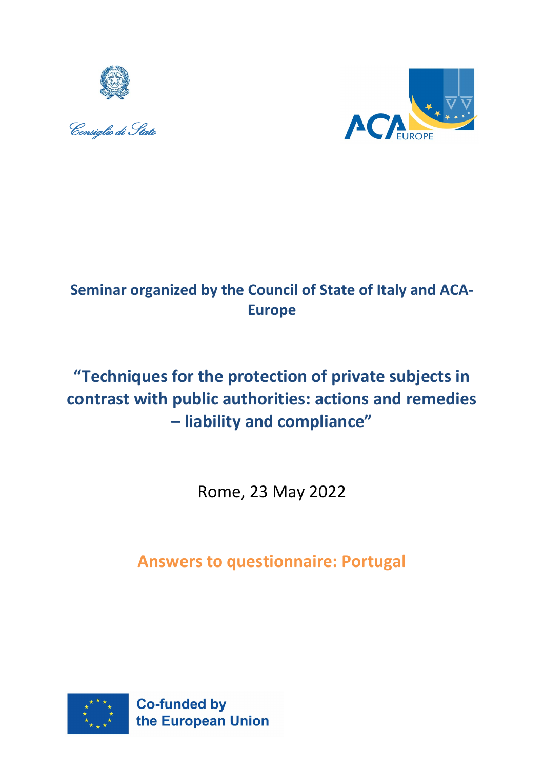Consiglio di Stato

ACA EUROPE

**Seminar organized by the Council of State of Italy and ACA-Europe**

# "Techniques for the protection of private subjects in contrast with public authorities: actions and remedies – liability and compliance"

Rome, 23 May 2022

## Answers to questionnaire: Portugal

Co-funded by the European Union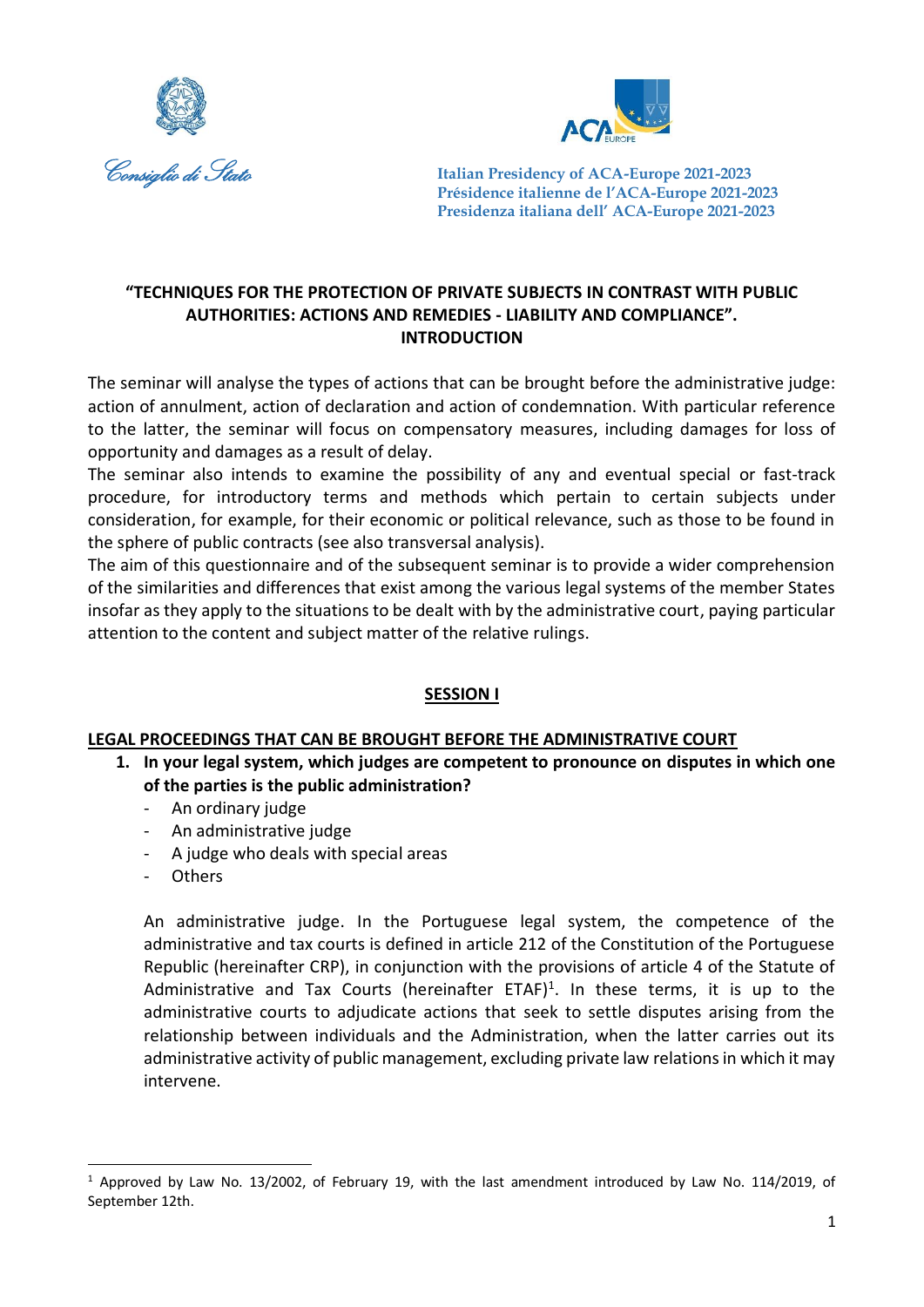Consiglio di Stato

Italian Presidency of ACA-Europe 2021-2023
Présidence italienne de l'ACA-Europe 2021-2023
Presidenza italiana dell' ACA-Europe 2021-2023

**"TECHNIQUES FOR THE PROTECTION OF PRIVATE SUBJECTS IN CONTRAST WITH PUBLIC AUTHORITIES: ACTIONS AND REMEDIES - LIABILITY AND COMPLIANCE". INTRODUCTION**

The seminar will analyse the types of actions that can be brought before the administrative judge: action of annulment, action of declaration and action of condemnation. With particular reference to the latter, the seminar will focus on compensatory measures, including damages for loss of opportunity and damages as a result of delay.

The seminar also intends to examine the possibility of any and eventual special or fast-track procedure, for introductory terms and methods which pertain to certain subjects under consideration, for example, for their economic or political relevance, such as those to be found in the sphere of public contracts (see also transversal analysis).

The aim of this questionnaire and of the subsequent seminar is to provide a wider comprehension of the similarities and differences that exist among the various legal systems of the member States insofar as they apply to the situations to be dealt with by the administrative court, paying particular attention to the content and subject matter of the relative rulings.

## SESSION I

### LEGAL PROCEEDINGS THAT CAN BE BROUGHT BEFORE THE ADMINISTRATIVE COURT

**1. In your legal system, which judges are competent to pronounce on disputes in which one of the parties is the public administration?**

- An ordinary judge
- An administrative judge
- A judge who deals with special areas
- Others

An administrative judge. In the Portuguese legal system, the competence of the administrative and tax courts is defined in article 212 of the Constitution of the Portuguese Republic (hereinafter CRP), in conjunction with the provisions of article 4 of the Statute of Administrative and Tax Courts (hereinafter ETAF)[1]. In these terms, it is up to the administrative courts to adjudicate actions that seek to settle disputes arising from the relationship between individuals and the Administration, when the latter carries out its administrative activity of public management, excluding private law relations in which it may intervene.

[1] Approved by Law No. 13/2002, of February 19, with the last amendment introduced by Law No. 114/2019, of September 12th.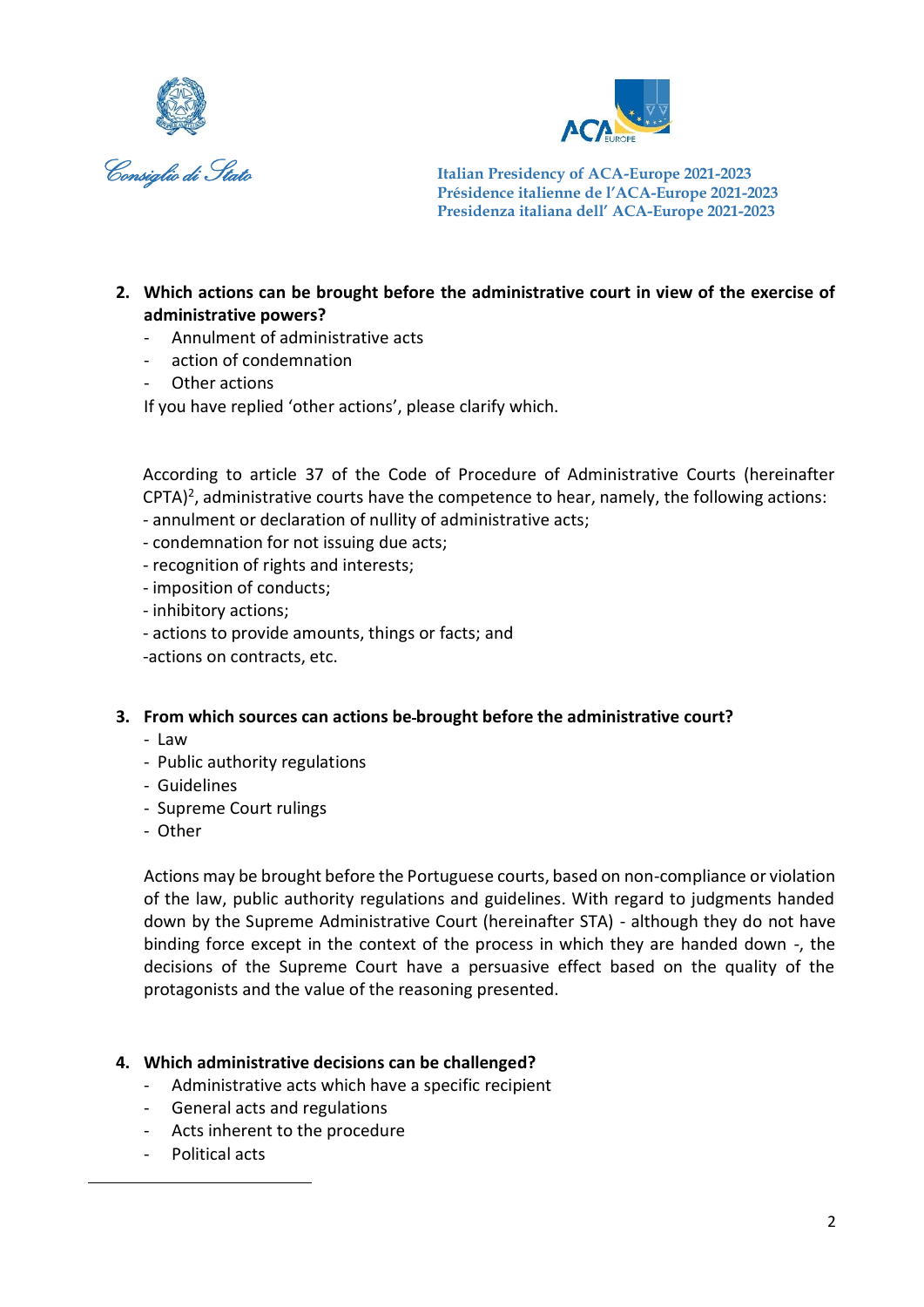2. **Which actions can be brought before the administrative court in view of the exercise of administrative powers?**
   - Annulment of administrative acts
   - action of condemnation
   - Other actions

   If you have replied 'other actions', please clarify which.

   According to article 37 of the Code of Procedure of Administrative Courts (hereinafter CPTA)[2], administrative courts have the competence to hear, namely, the following actions:
   - annulment or declaration of nullity of administrative acts;
   - condemnation for not issuing due acts;
   - recognition of rights and interests;
   - imposition of conducts;
   - inhibitory actions;
   - actions to provide amounts, things or facts; and
   - actions on contracts, etc.

3. **From which sources can actions be-brought before the administrative court?**
   - Law
   - Public authority regulations
   - Guidelines
   - Supreme Court rulings
   - Other

   Actions may be brought before the Portuguese courts, based on non-compliance or violation of the law, public authority regulations and guidelines. With regard to judgments handed down by the Supreme Administrative Court (hereinafter STA) - although they do not have binding force except in the context of the process in which they are handed down -, the decisions of the Supreme Court have a persuasive effect based on the quality of the protagonists and the value of the reasoning presented.

4. **Which administrative decisions can be challenged?**
   - Administrative acts which have a specific recipient
   - General acts and regulations
   - Acts inherent to the procedure
   - Political acts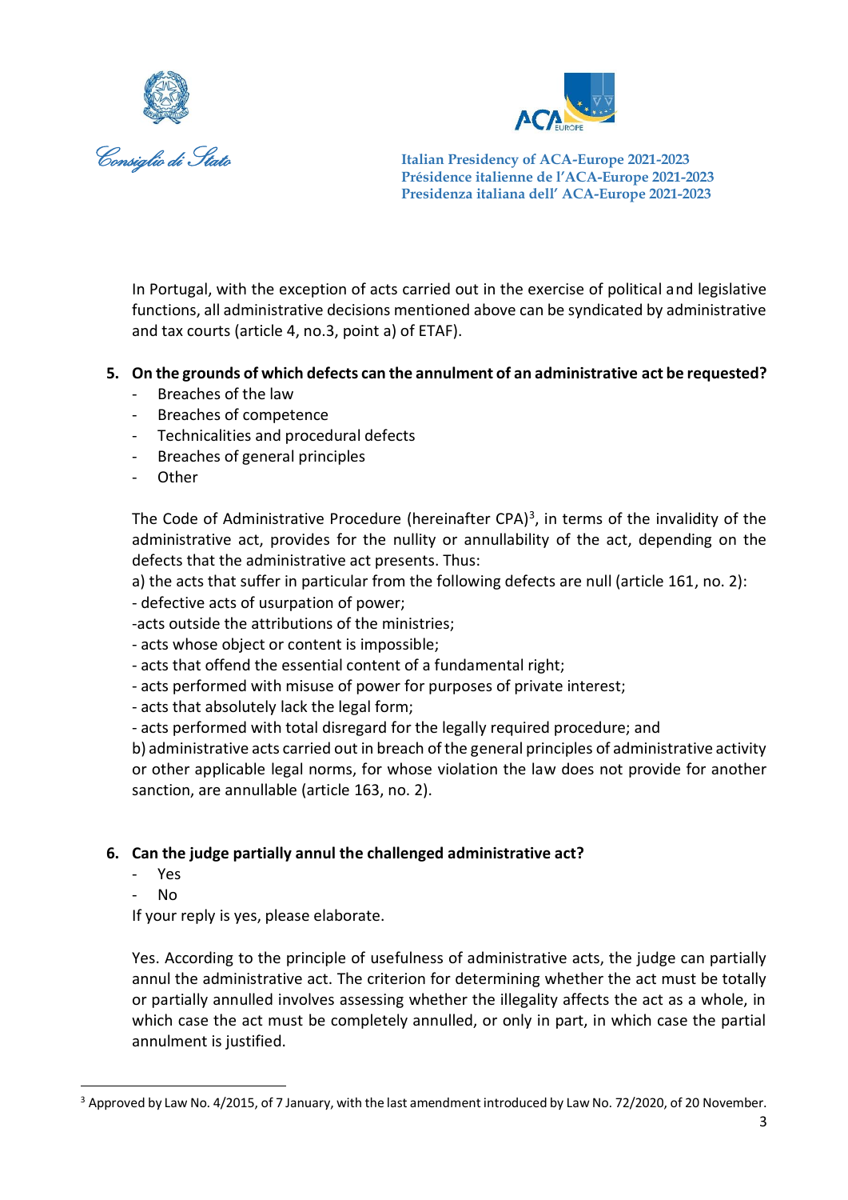In Portugal, with the exception of acts carried out in the exercise of political and legislative functions, all administrative decisions mentioned above can be syndicated by administrative and tax courts (article 4, no.3, point a) of ETAF).

5. **On the grounds of which defects can the annulment of an administrative act be requested?**
   - Breaches of the law
   - Breaches of competence
   - Technicalities and procedural defects
   - Breaches of general principles
   - Other

   The Code of Administrative Procedure (hereinafter CPA)[3], in terms of the invalidity of the administrative act, provides for the nullity or annullability of the act, depending on the defects that the administrative act presents. Thus:

   a) the acts that suffer in particular from the following defects are null (article 161, no. 2):

   - defective acts of usurpation of power;
   - acts outside the attributions of the ministries;
   - acts whose object or content is impossible;
   - acts that offend the essential content of a fundamental right;
   - acts performed with misuse of power for purposes of private interest;
   - acts that absolutely lack the legal form;
   - acts performed with total disregard for the legally required procedure; and

   b) administrative acts carried out in breach of the general principles of administrative activity or other applicable legal norms, for whose violation the law does not provide for another sanction, are annullable (article 163, no. 2).

6. **Can the judge partially annul the challenged administrative act?**
   - Yes
   - No

   If your reply is yes, please elaborate.

   Yes. According to the principle of usefulness of administrative acts, the judge can partially annul the administrative act. The criterion for determining whether the act must be totally or partially annulled involves assessing whether the illegality affects the act as a whole, in which case the act must be completely annulled, or only in part, in which case the partial annulment is justified.

[3] Approved by Law No. 4/2015, of 7 January, with the last amendment introduced by Law No. 72/2020, of 20 November.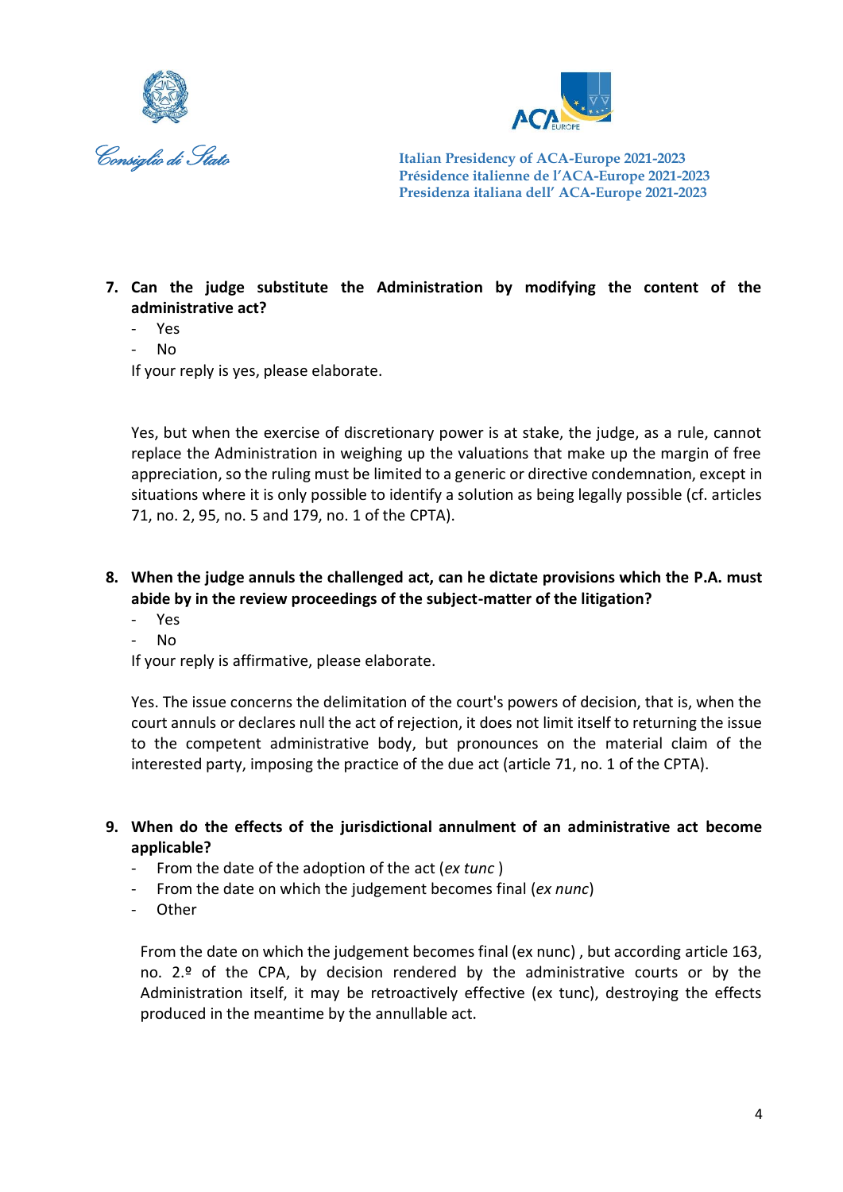7. **Can the judge substitute the Administration by modifying the content of the administrative act?**
   - Yes
   - No

   If your reply is yes, please elaborate.

   Yes, but when the exercise of discretionary power is at stake, the judge, as a rule, cannot replace the Administration in weighing up the valuations that make up the margin of free appreciation, so the ruling must be limited to a generic or directive condemnation, except in situations where it is only possible to identify a solution as being legally possible (cf. articles 71, no. 2, 95, no. 5 and 179, no. 1 of the CPTA).

8. **When the judge annuls the challenged act, can he dictate provisions which the P.A. must abide by in the review proceedings of the subject-matter of the litigation?**
   - Yes
   - No

   If your reply is affirmative, please elaborate.

   Yes. The issue concerns the delimitation of the court's powers of decision, that is, when the court annuls or declares null the act of rejection, it does not limit itself to returning the issue to the competent administrative body, but pronounces on the material claim of the interested party, imposing the practice of the due act (article 71, no. 1 of the CPTA).

9. **When do the effects of the jurisdictional annulment of an administrative act become applicable?**
   - From the date of the adoption of the act (*ex tunc* )
   - From the date on which the judgement becomes final (*ex nunc*)
   - Other

   From the date on which the judgement becomes final (ex nunc) , but according article 163, no. 2.º of the CPA, by decision rendered by the administrative courts or by the Administration itself, it may be retroactively effective (ex tunc), destroying the effects produced in the meantime by the annullable act.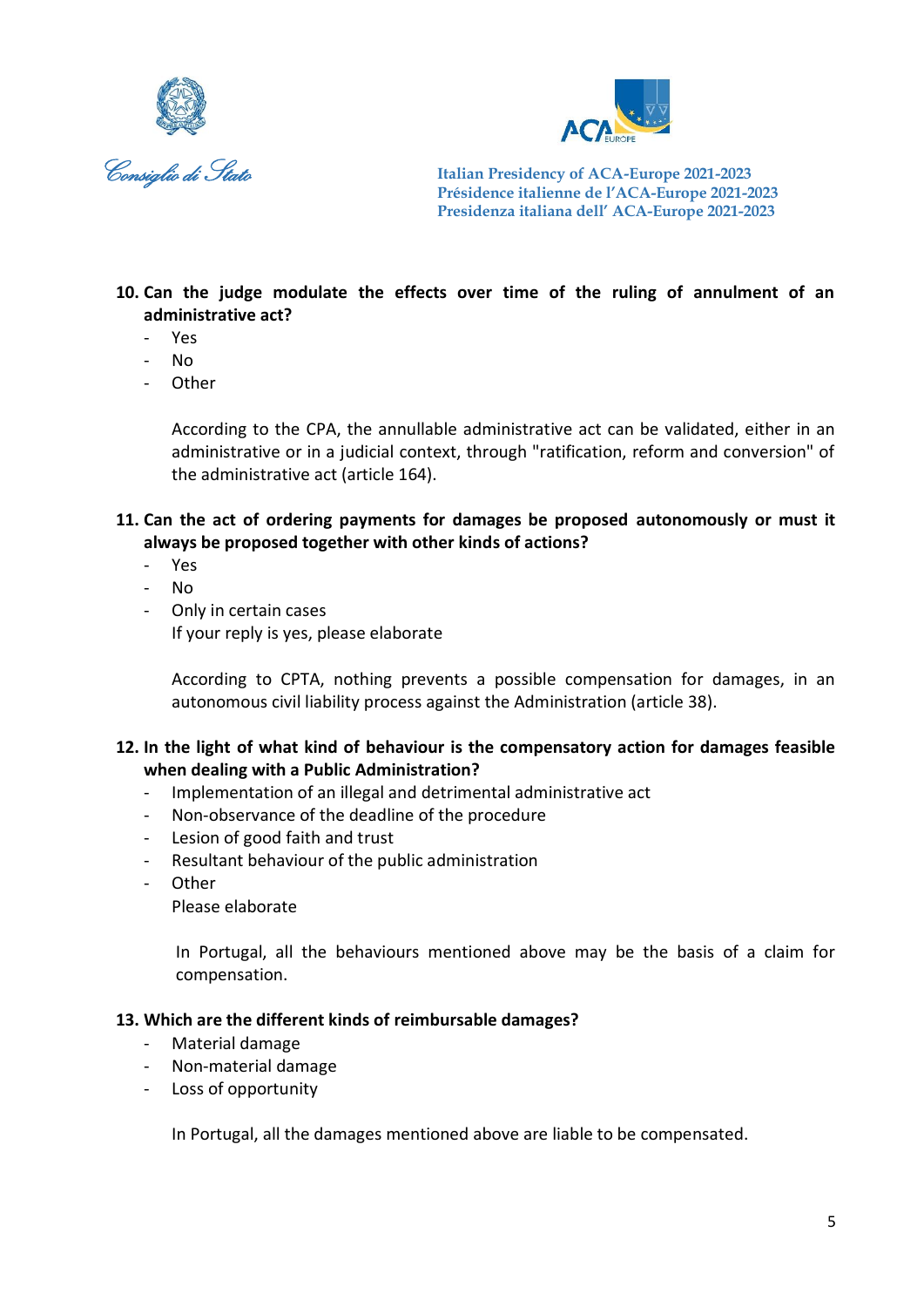**10. Can the judge modulate the effects over time of the ruling of annulment of an administrative act?**

- Yes
- No
- Other

According to the CPA, the annullable administrative act can be validated, either in an administrative or in a judicial context, through "ratification, reform and conversion" of the administrative act (article 164).

**11. Can the act of ordering payments for damages be proposed autonomously or must it always be proposed together with other kinds of actions?**

- Yes
- No
- Only in certain cases

If your reply is yes, please elaborate

According to CPTA, nothing prevents a possible compensation for damages, in an autonomous civil liability process against the Administration (article 38).

**12. In the light of what kind of behaviour is the compensatory action for damages feasible when dealing with a Public Administration?**

- Implementation of an illegal and detrimental administrative act
- Non-observance of the deadline of the procedure
- Lesion of good faith and trust
- Resultant behaviour of the public administration
- Other

Please elaborate

In Portugal, all the behaviours mentioned above may be the basis of a claim for compensation.

**13. Which are the different kinds of reimbursable damages?**

- Material damage
- Non-material damage
- Loss of opportunity

In Portugal, all the damages mentioned above are liable to be compensated.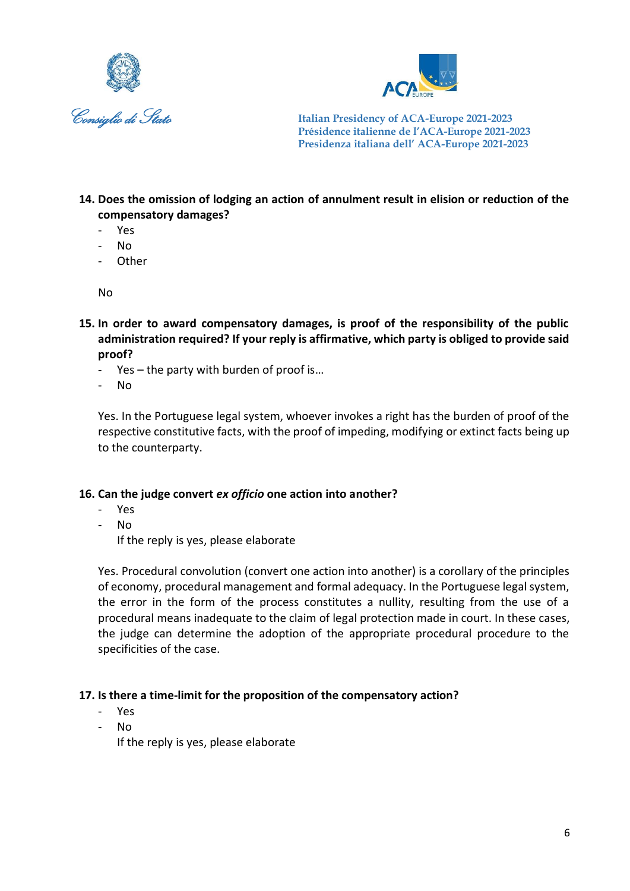**14. Does the omission of lodging an action of annulment result in elision or reduction of the compensatory damages?**

- Yes
- No
- Other

No

**15. In order to award compensatory damages, is proof of the responsibility of the public administration required? If your reply is affirmative, which party is obliged to provide said proof?**

- Yes – the party with burden of proof is…
- No

Yes. In the Portuguese legal system, whoever invokes a right has the burden of proof of the respective constitutive facts, with the proof of impeding, modifying or extinct facts being up to the counterparty.

**16. Can the judge convert *ex officio* one action into another?**

- Yes
- No

  If the reply is yes, please elaborate

Yes. Procedural convolution (convert one action into another) is a corollary of the principles of economy, procedural management and formal adequacy. In the Portuguese legal system, the error in the form of the process constitutes a nullity, resulting from the use of a procedural means inadequate to the claim of legal protection made in court. In these cases, the judge can determine the adoption of the appropriate procedural procedure to the specificities of the case.

**17. Is there a time-limit for the proposition of the compensatory action?**

- Yes
- No

  If the reply is yes, please elaborate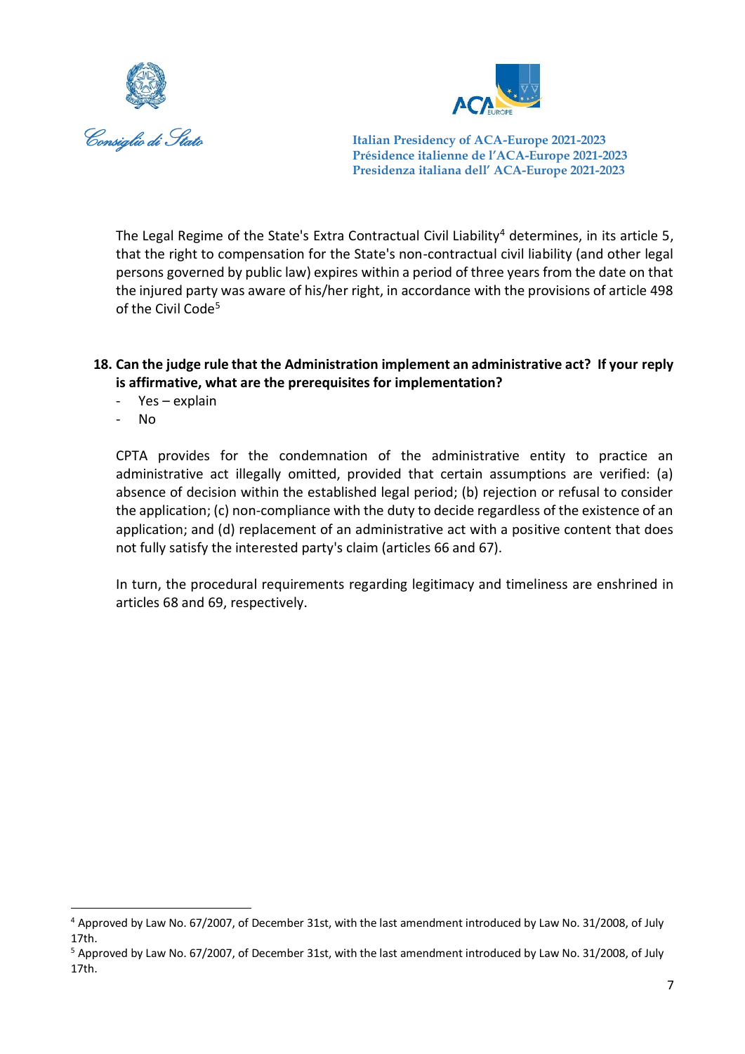The Legal Regime of the State's Extra Contractual Civil Liability[4] determines, in its article 5, that the right to compensation for the State's non-contractual civil liability (and other legal persons governed by public law) expires within a period of three years from the date on that the injured party was aware of his/her right, in accordance with the provisions of article 498 of the Civil Code[5]

**18. Can the judge rule that the Administration implement an administrative act? If your reply is affirmative, what are the prerequisites for implementation?**

- Yes – explain
- No

CPTA provides for the condemnation of the administrative entity to practice an administrative act illegally omitted, provided that certain assumptions are verified: (a) absence of decision within the established legal period; (b) rejection or refusal to consider the application; (c) non-compliance with the duty to decide regardless of the existence of an application; and (d) replacement of an administrative act with a positive content that does not fully satisfy the interested party's claim (articles 66 and 67).

In turn, the procedural requirements regarding legitimacy and timeliness are enshrined in articles 68 and 69, respectively.

---

[4] Approved by Law No. 67/2007, of December 31st, with the last amendment introduced by Law No. 31/2008, of July 17th.

[5] Approved by Law No. 67/2007, of December 31st, with the last amendment introduced by Law No. 31/2008, of July 17th.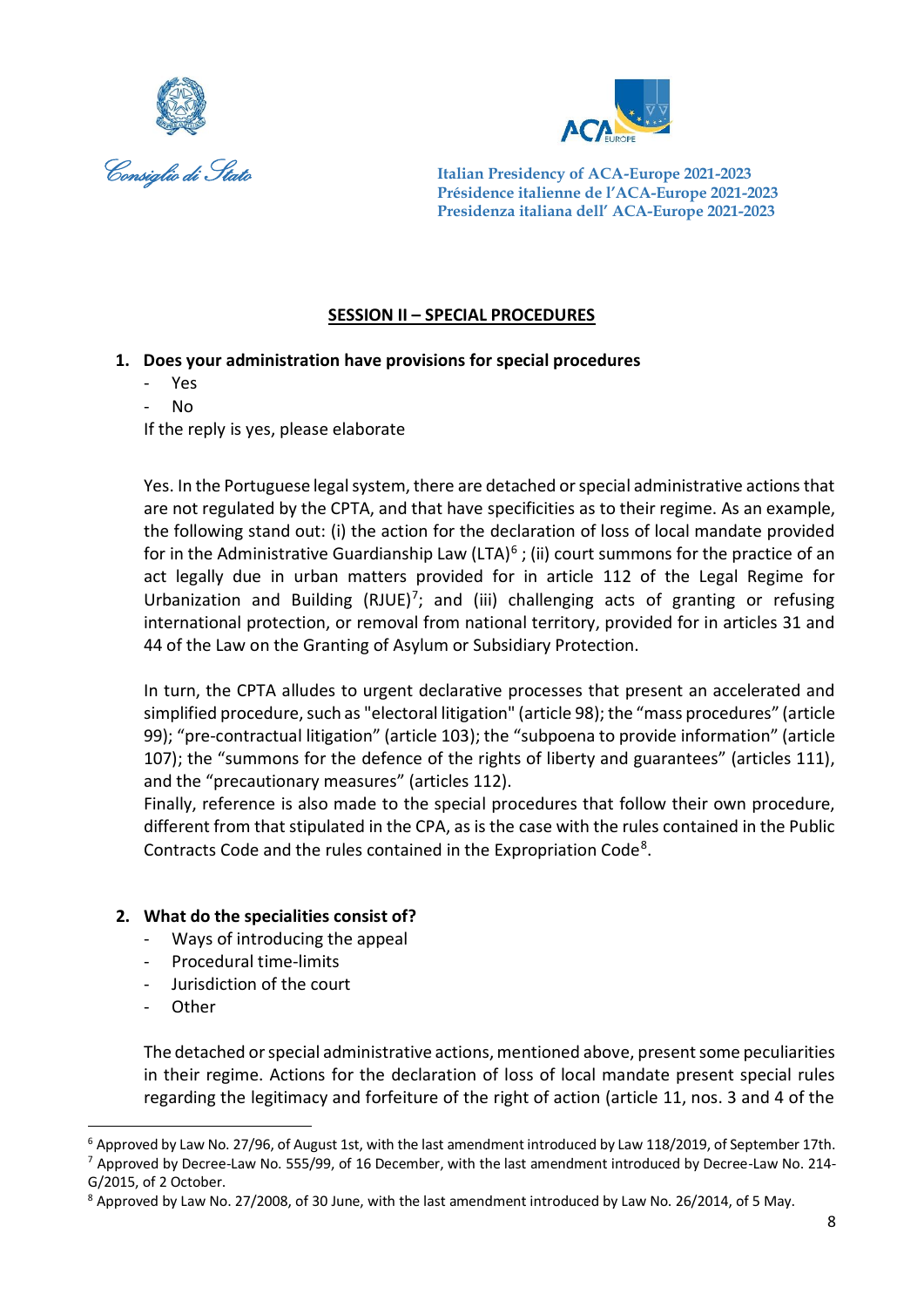## SESSION II – SPECIAL PROCEDURES

1. **Does your administration have provisions for special procedures**
   - Yes
   - No

   If the reply is yes, please elaborate

   Yes. In the Portuguese legal system, there are detached or special administrative actions that are not regulated by the CPTA, and that have specificities as to their regime. As an example, the following stand out: (i) the action for the declaration of loss of local mandate provided for in the Administrative Guardianship Law (LTA)[6] ; (ii) court summons for the practice of an act legally due in urban matters provided for in article 112 of the Legal Regime for Urbanization and Building (RJUE)[7]; and (iii) challenging acts of granting or refusing international protection, or removal from national territory, provided for in articles 31 and 44 of the Law on the Granting of Asylum or Subsidiary Protection.

   In turn, the CPTA alludes to urgent declarative processes that present an accelerated and simplified procedure, such as "electoral litigation" (article 98); the "mass procedures" (article 99); "pre-contractual litigation" (article 103); the "subpoena to provide information" (article 107); the "summons for the defence of the rights of liberty and guarantees" (articles 111), and the "precautionary measures" (articles 112).
   Finally, reference is also made to the special procedures that follow their own procedure, different from that stipulated in the CPA, as is the case with the rules contained in the Public Contracts Code and the rules contained in the Expropriation Code[8].

2. **What do the specialities consist of?**
   - Ways of introducing the appeal
   - Procedural time-limits
   - Jurisdiction of the court
   - Other

   The detached or special administrative actions, mentioned above, present some peculiarities in their regime. Actions for the declaration of loss of local mandate present special rules regarding the legitimacy and forfeiture of the right of action (article 11, nos. 3 and 4 of the

---

[6] Approved by Law No. 27/96, of August 1st, with the last amendment introduced by Law 118/2019, of September 17th.

[7] Approved by Decree-Law No. 555/99, of 16 December, with the last amendment introduced by Decree-Law No. 214-G/2015, of 2 October.

[8] Approved by Law No. 27/2008, of 30 June, with the last amendment introduced by Law No. 26/2014, of 5 May.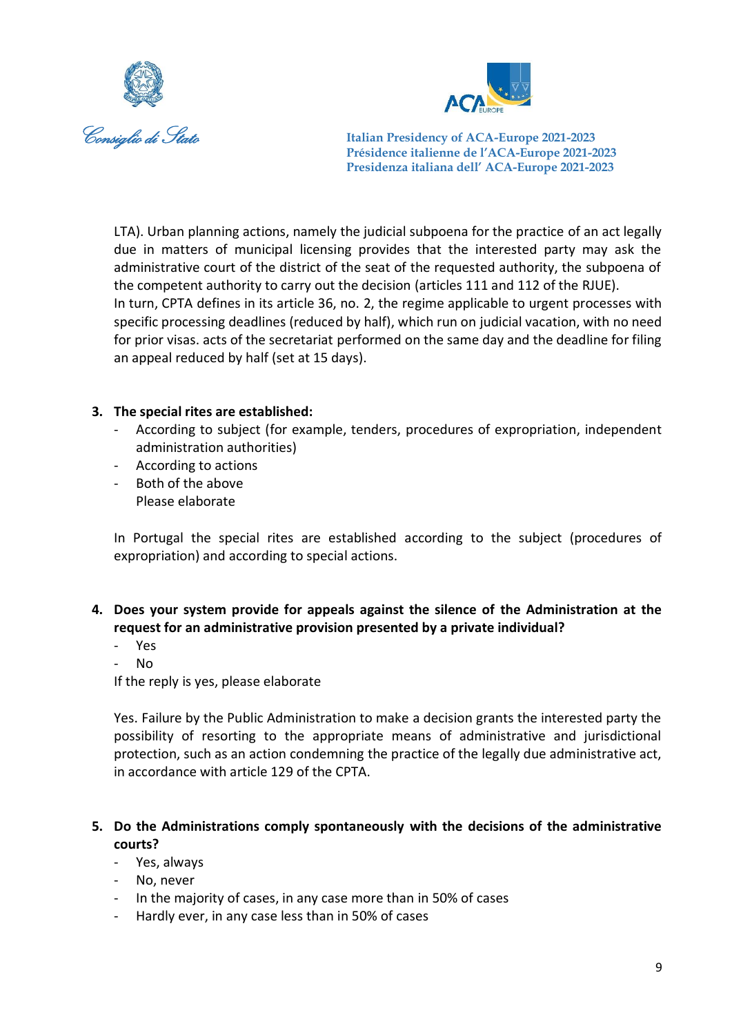LTA). Urban planning actions, namely the judicial subpoena for the practice of an act legally due in matters of municipal licensing provides that the interested party may ask the administrative court of the district of the seat of the requested authority, the subpoena of the competent authority to carry out the decision (articles 111 and 112 of the RJUE).
In turn, CPTA defines in its article 36, no. 2, the regime applicable to urgent processes with specific processing deadlines (reduced by half), which run on judicial vacation, with no need for prior visas. acts of the secretariat performed on the same day and the deadline for filing an appeal reduced by half (set at 15 days).

**3. The special rites are established:**

- According to subject (for example, tenders, procedures of expropriation, independent administration authorities)
- According to actions
- Both of the above

  Please elaborate

In Portugal the special rites are established according to the subject (procedures of expropriation) and according to special actions.

**4. Does your system provide for appeals against the silence of the Administration at the request for an administrative provision presented by a private individual?**

- Yes
- No

If the reply is yes, please elaborate

Yes. Failure by the Public Administration to make a decision grants the interested party the possibility of resorting to the appropriate means of administrative and jurisdictional protection, such as an action condemning the practice of the legally due administrative act, in accordance with article 129 of the CPTA.

**5. Do the Administrations comply spontaneously with the decisions of the administrative courts?**

- Yes, always
- No, never
- In the majority of cases, in any case more than in 50% of cases
- Hardly ever, in any case less than in 50% of cases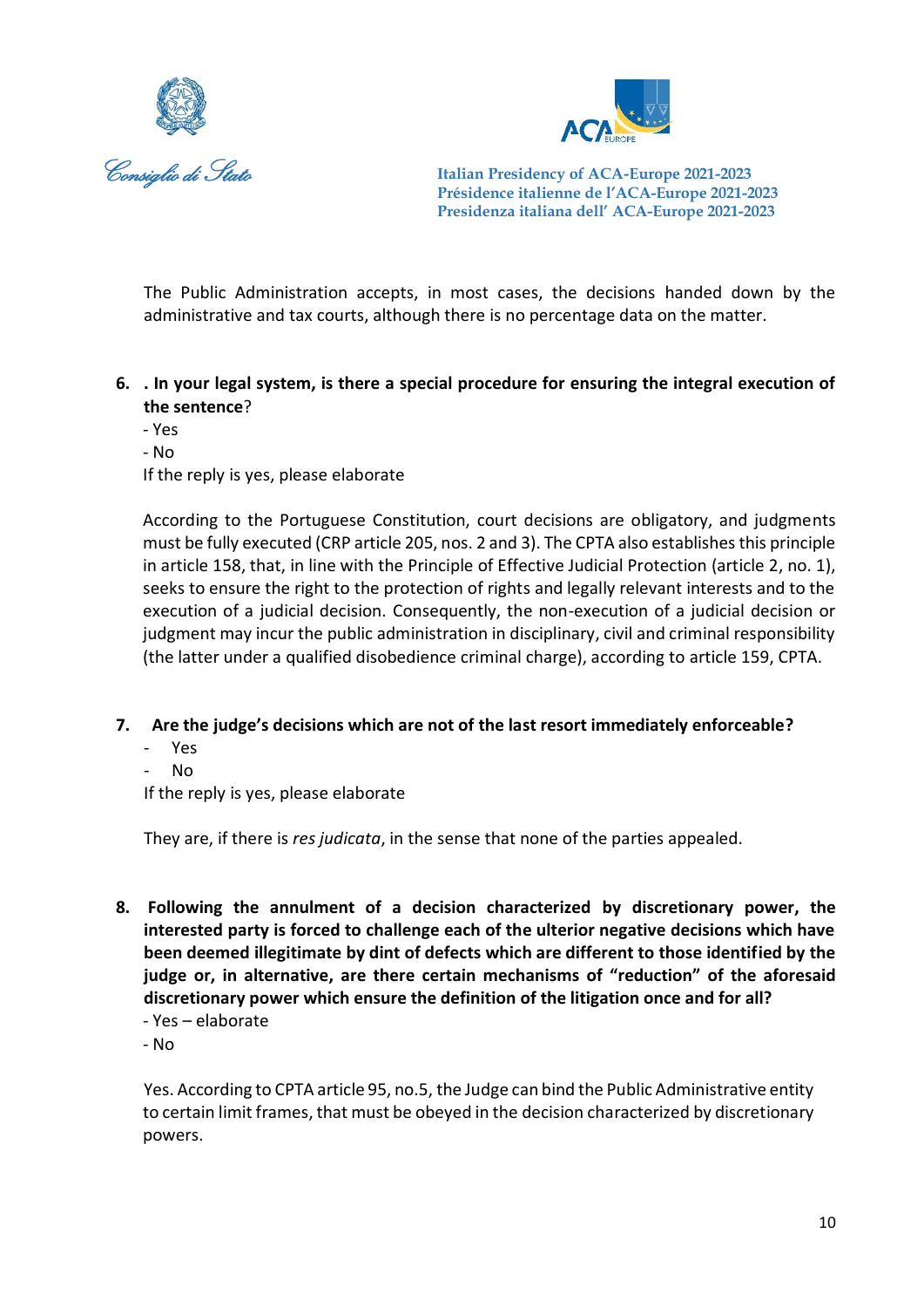The Public Administration accepts, in most cases, the decisions handed down by the administrative and tax courts, although there is no percentage data on the matter.

6. . **In your legal system, is there a special procedure for ensuring the integral execution of the sentence**?

- Yes
- No

If the reply is yes, please elaborate

According to the Portuguese Constitution, court decisions are obligatory, and judgments must be fully executed (CRP article 205, nos. 2 and 3). The CPTA also establishes this principle in article 158, that, in line with the Principle of Effective Judicial Protection (article 2, no. 1), seeks to ensure the right to the protection of rights and legally relevant interests and to the execution of a judicial decision. Consequently, the non-execution of a judicial decision or judgment may incur the public administration in disciplinary, civil and criminal responsibility (the latter under a qualified disobedience criminal charge), according to article 159, CPTA.

7. **Are the judge's decisions which are not of the last resort immediately enforceable?**

- Yes
- No

If the reply is yes, please elaborate

They are, if there is *res judicata*, in the sense that none of the parties appealed.

8. **Following the annulment of a decision characterized by discretionary power, the interested party is forced to challenge each of the ulterior negative decisions which have been deemed illegitimate by dint of defects which are different to those identified by the judge or, in alternative, are there certain mechanisms of "reduction" of the aforesaid discretionary power which ensure the definition of the litigation once and for all?**

- Yes – elaborate
- No

Yes. According to CPTA article 95, no.5, the Judge can bind the Public Administrative entity to certain limit frames, that must be obeyed in the decision characterized by discretionary powers.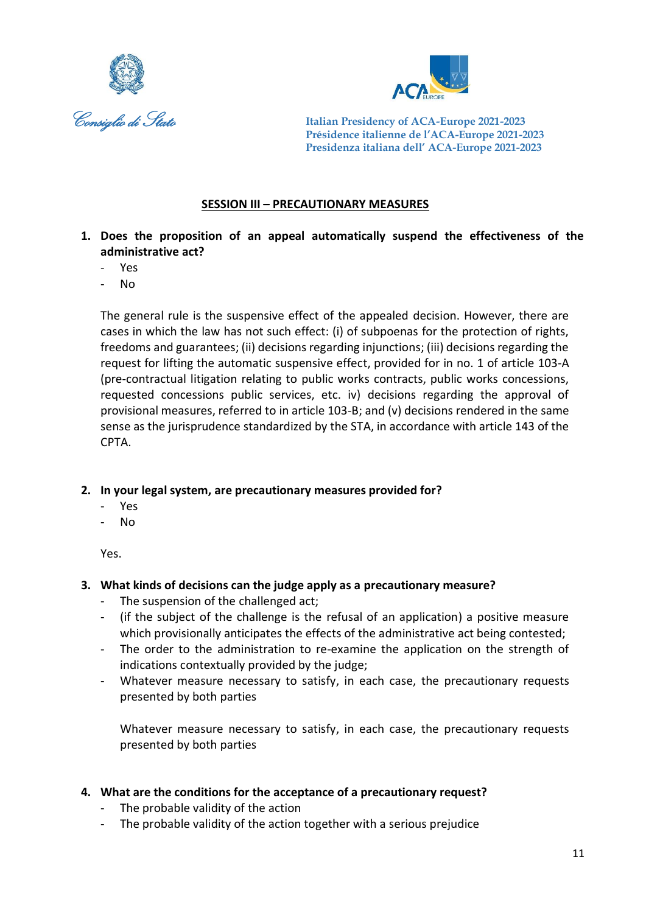Consiglio di Stato

Italian Presidency of ACA-Europe 2021-2023
Présidence italienne de l'ACA-Europe 2021-2023
Presidenza italiana dell' ACA-Europe 2021-2023

## SESSION III – PRECAUTIONARY MEASURES

1. **Does the proposition of an appeal automatically suspend the effectiveness of the administrative act?**
   - Yes
   - No

   The general rule is the suspensive effect of the appealed decision. However, there are cases in which the law has not such effect: (i) of subpoenas for the protection of rights, freedoms and guarantees; (ii) decisions regarding injunctions; (iii) decisions regarding the request for lifting the automatic suspensive effect, provided for in no. 1 of article 103-A (pre-contractual litigation relating to public works contracts, public works concessions, requested concessions public services, etc. iv) decisions regarding the approval of provisional measures, referred to in article 103-B; and (v) decisions rendered in the same sense as the jurisprudence standardized by the STA, in accordance with article 143 of the CPTA.

2. **In your legal system, are precautionary measures provided for?**
   - Yes
   - No

   Yes.

3. **What kinds of decisions can the judge apply as a precautionary measure?**
   - The suspension of the challenged act;
   - (if the subject of the challenge is the refusal of an application) a positive measure which provisionally anticipates the effects of the administrative act being contested;
   - The order to the administration to re-examine the application on the strength of indications contextually provided by the judge;
   - Whatever measure necessary to satisfy, in each case, the precautionary requests presented by both parties

   Whatever measure necessary to satisfy, in each case, the precautionary requests presented by both parties

4. **What are the conditions for the acceptance of a precautionary request?**
   - The probable validity of the action
   - The probable validity of the action together with a serious prejudice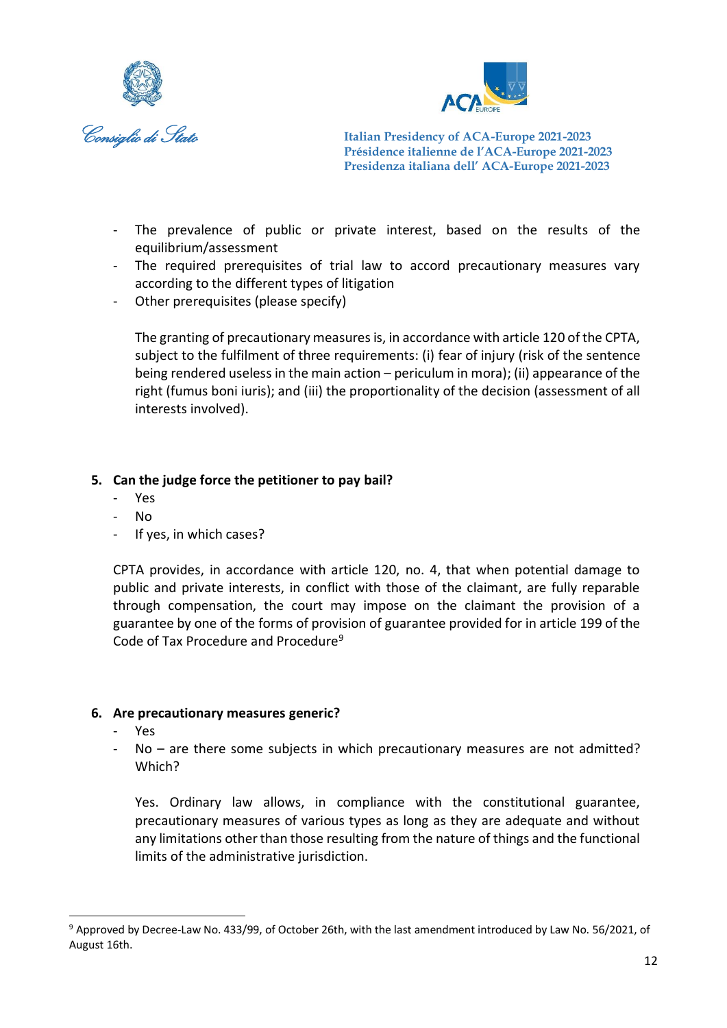- The prevalence of public or private interest, based on the results of the equilibrium/assessment
- The required prerequisites of trial law to accord precautionary measures vary according to the different types of litigation
- Other prerequisites (please specify)

  The granting of precautionary measures is, in accordance with article 120 of the CPTA, subject to the fulfilment of three requirements: (i) fear of injury (risk of the sentence being rendered useless in the main action – periculum in mora); (ii) appearance of the right (fumus boni iuris); and (iii) the proportionality of the decision (assessment of all interests involved).

**5. Can the judge force the petitioner to pay bail?**

- Yes
- No
- If yes, in which cases?

CPTA provides, in accordance with article 120, no. 4, that when potential damage to public and private interests, in conflict with those of the claimant, are fully reparable through compensation, the court may impose on the claimant the provision of a guarantee by one of the forms of provision of guarantee provided for in article 199 of the Code of Tax Procedure and Procedure[9]

**6. Are precautionary measures generic?**

- Yes
- No – are there some subjects in which precautionary measures are not admitted? Which?

  Yes. Ordinary law allows, in compliance with the constitutional guarantee, precautionary measures of various types as long as they are adequate and without any limitations other than those resulting from the nature of things and the functional limits of the administrative jurisdiction.

---

[9] Approved by Decree-Law No. 433/99, of October 26th, with the last amendment introduced by Law No. 56/2021, of August 16th.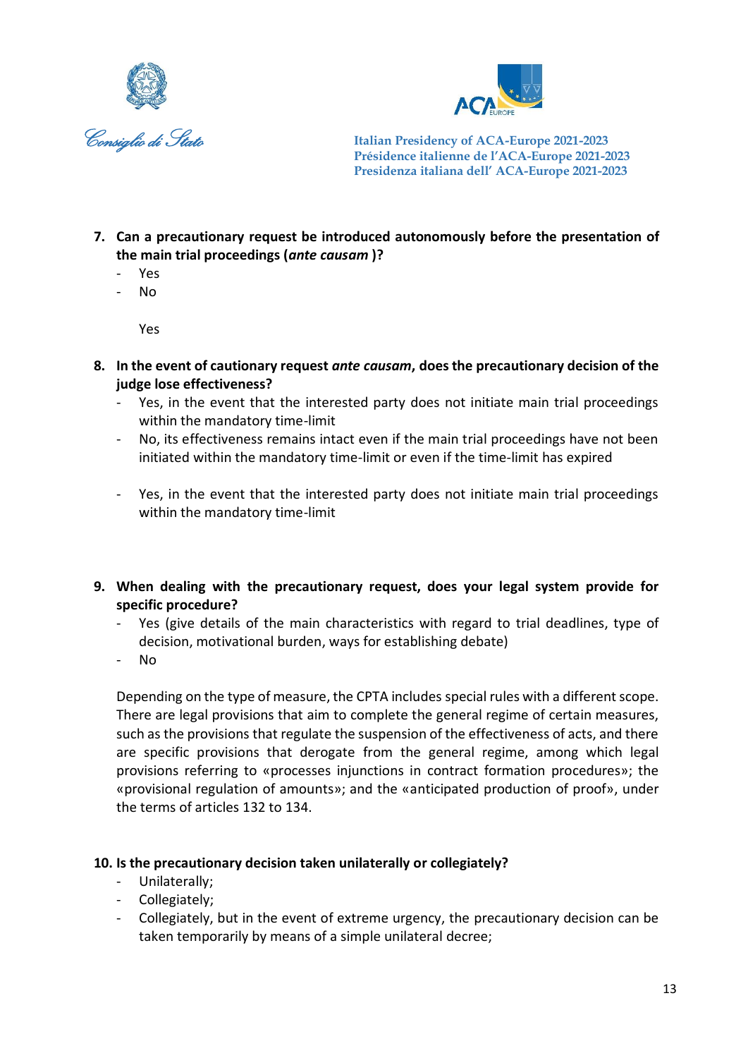7. **Can a precautionary request be introduced autonomously before the presentation of the main trial proceedings (*ante causam* )?**
   - Yes
   - No

   Yes

8. **In the event of cautionary request *ante causam*, does the precautionary decision of the judge lose effectiveness?**
   - Yes, in the event that the interested party does not initiate main trial proceedings within the mandatory time-limit
   - No, its effectiveness remains intact even if the main trial proceedings have not been initiated within the mandatory time-limit or even if the time-limit has expired

   - Yes, in the event that the interested party does not initiate main trial proceedings within the mandatory time-limit

9. **When dealing with the precautionary request, does your legal system provide for specific procedure?**
   - Yes (give details of the main characteristics with regard to trial deadlines, type of decision, motivational burden, ways for establishing debate)
   - No

   Depending on the type of measure, the CPTA includes special rules with a different scope. There are legal provisions that aim to complete the general regime of certain measures, such as the provisions that regulate the suspension of the effectiveness of acts, and there are specific provisions that derogate from the general regime, among which legal provisions referring to «processes injunctions in contract formation procedures»; the «provisional regulation of amounts»; and the «anticipated production of proof», under the terms of articles 132 to 134.

10. **Is the precautionary decision taken unilaterally or collegiately?**
    - Unilaterally;
    - Collegiately;
    - Collegiately, but in the event of extreme urgency, the precautionary decision can be taken temporarily by means of a simple unilateral decree;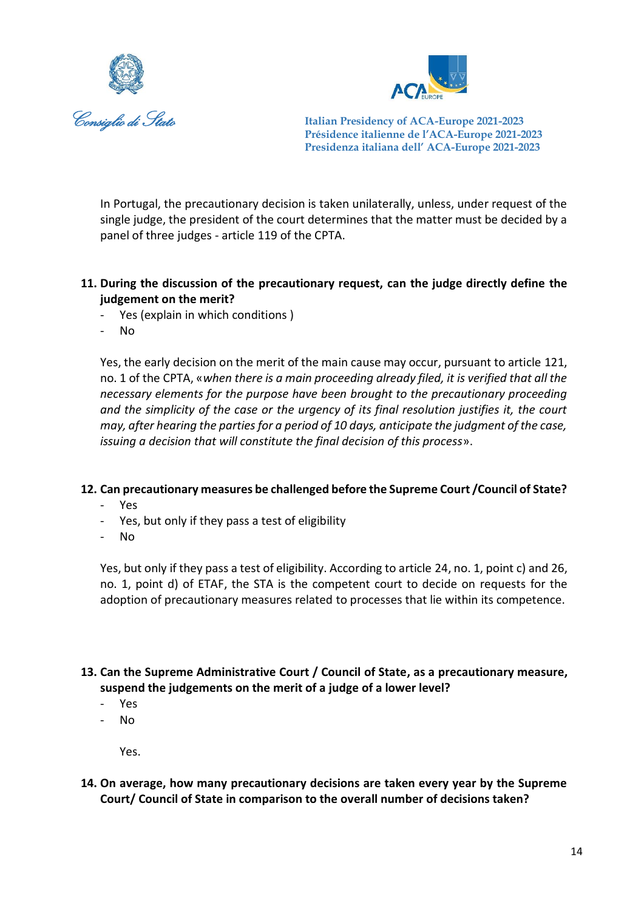In Portugal, the precautionary decision is taken unilaterally, unless, under request of the single judge, the president of the court determines that the matter must be decided by a panel of three judges - article 119 of the CPTA.

**11. During the discussion of the precautionary request, can the judge directly define the judgement on the merit?**

- Yes (explain in which conditions )
- No

Yes, the early decision on the merit of the main cause may occur, pursuant to article 121, no. 1 of the CPTA, «*when there is a main proceeding already filed, it is verified that all the necessary elements for the purpose have been brought to the precautionary proceeding and the simplicity of the case or the urgency of its final resolution justifies it, the court may, after hearing the parties for a period of 10 days, anticipate the judgment of the case, issuing a decision that will constitute the final decision of this process*».

**12. Can precautionary measures be challenged before the Supreme Court /Council of State?**

- Yes
- Yes, but only if they pass a test of eligibility
- No

Yes, but only if they pass a test of eligibility. According to article 24, no. 1, point c) and 26, no. 1, point d) of ETAF, the STA is the competent court to decide on requests for the adoption of precautionary measures related to processes that lie within its competence.

**13. Can the Supreme Administrative Court / Council of State, as a precautionary measure, suspend the judgements on the merit of a judge of a lower level?**

- Yes
- No

Yes.

**14. On average, how many precautionary decisions are taken every year by the Supreme Court/ Council of State in comparison to the overall number of decisions taken?**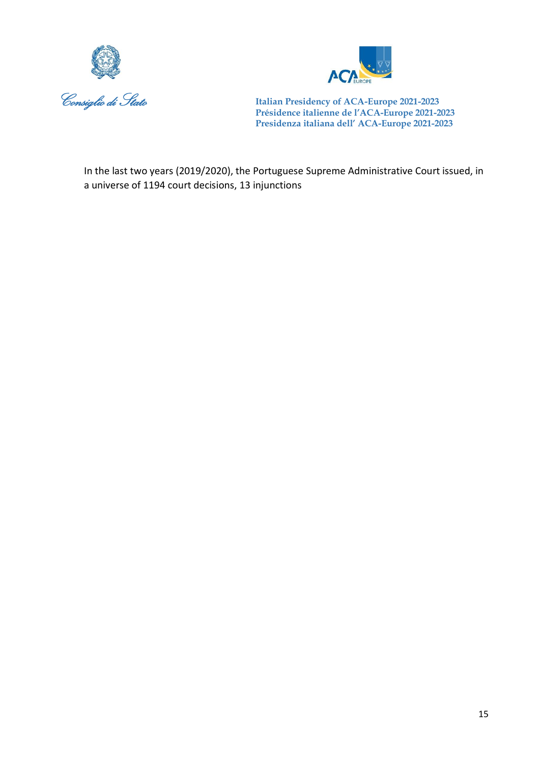In the last two years (2019/2020), the Portuguese Supreme Administrative Court issued, in a universe of 1194 court decisions, 13 injunctions